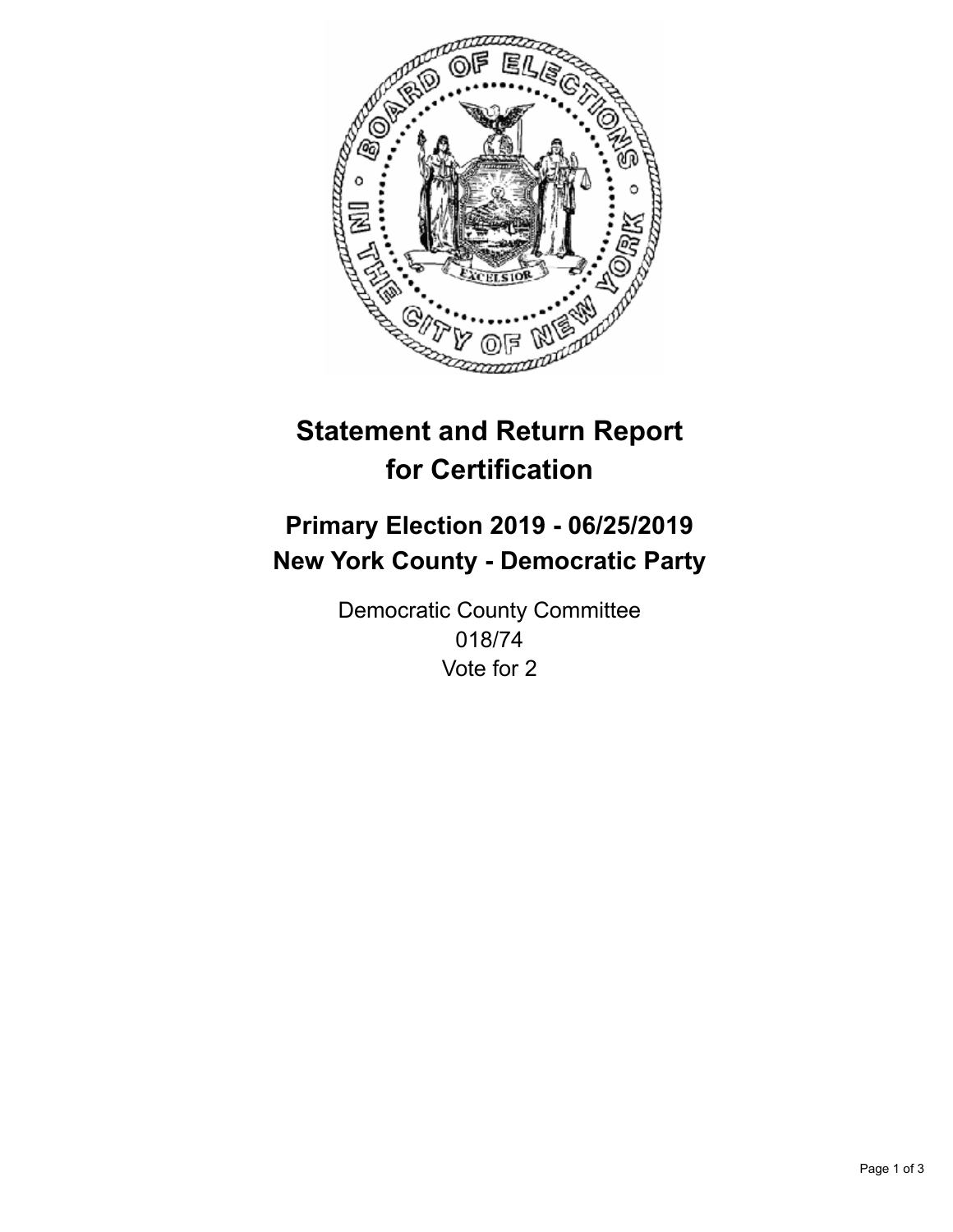# Statement and Return Report for Certification

## Primary Election 2019 - 06/25/2019
## New York County - Democratic Party

Democratic County Committee
018/74
Vote for 2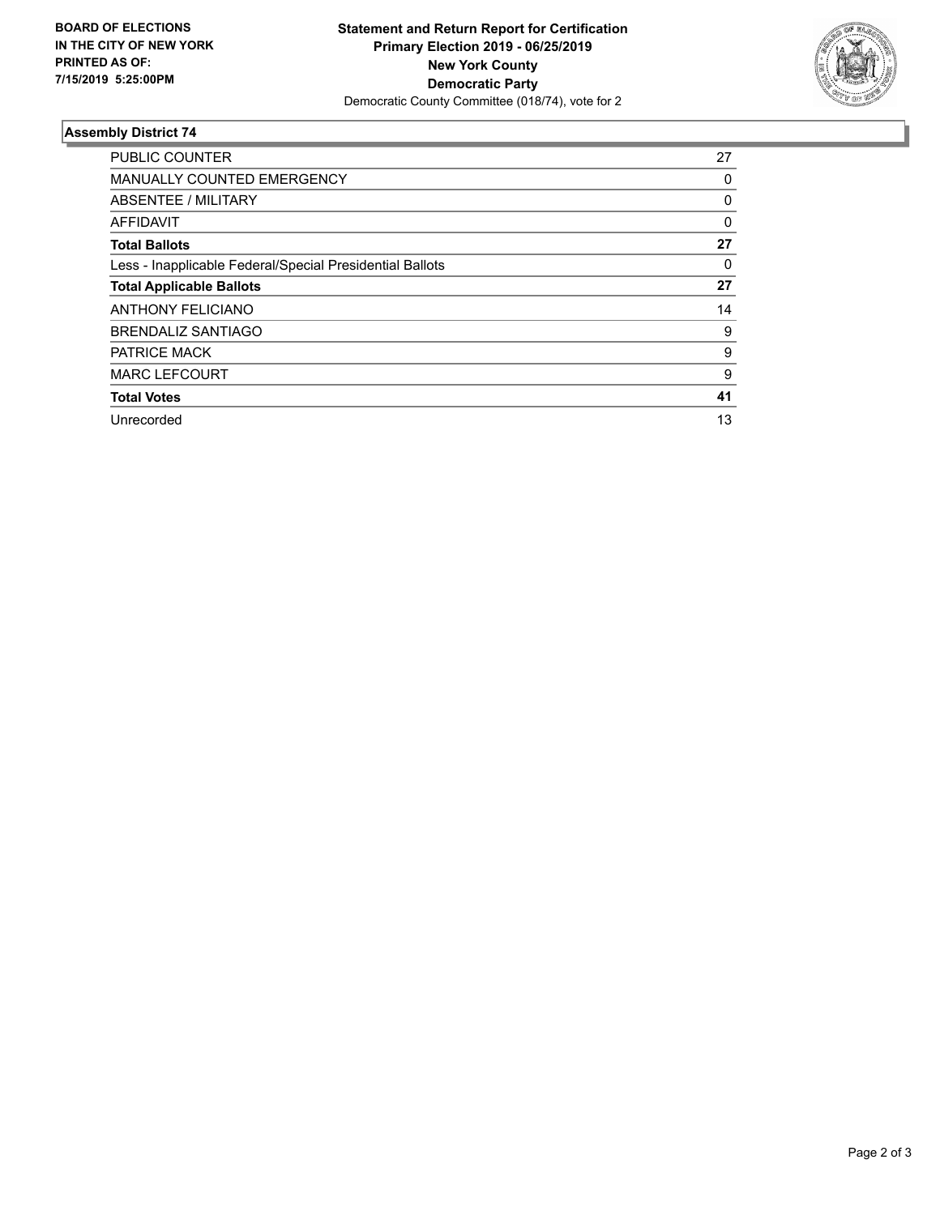**BOARD OF ELECTIONS**
**IN THE CITY OF NEW YORK**
**PRINTED AS OF:**
**7/15/2019 5:25:00PM**

**Statement and Return Report for Certification**
**Primary Election 2019 - 06/25/2019**
**New York County**
**Democratic Party**
Democratic County Committee (018/74), vote for 2

### Assembly District 74

| | |
|---|---|
| PUBLIC COUNTER | 27 |
| MANUALLY COUNTED EMERGENCY | 0 |
| ABSENTEE / MILITARY | 0 |
| AFFIDAVIT | 0 |
| **Total Ballots** | **27** |
| Less - Inapplicable Federal/Special Presidential Ballots | 0 |
| **Total Applicable Ballots** | **27** |
| ANTHONY FELICIANO | 14 |
| BRENDALIZ SANTIAGO | 9 |
| PATRICE MACK | 9 |
| MARC LEFCOURT | 9 |
| **Total Votes** | **41** |
| Unrecorded | 13 |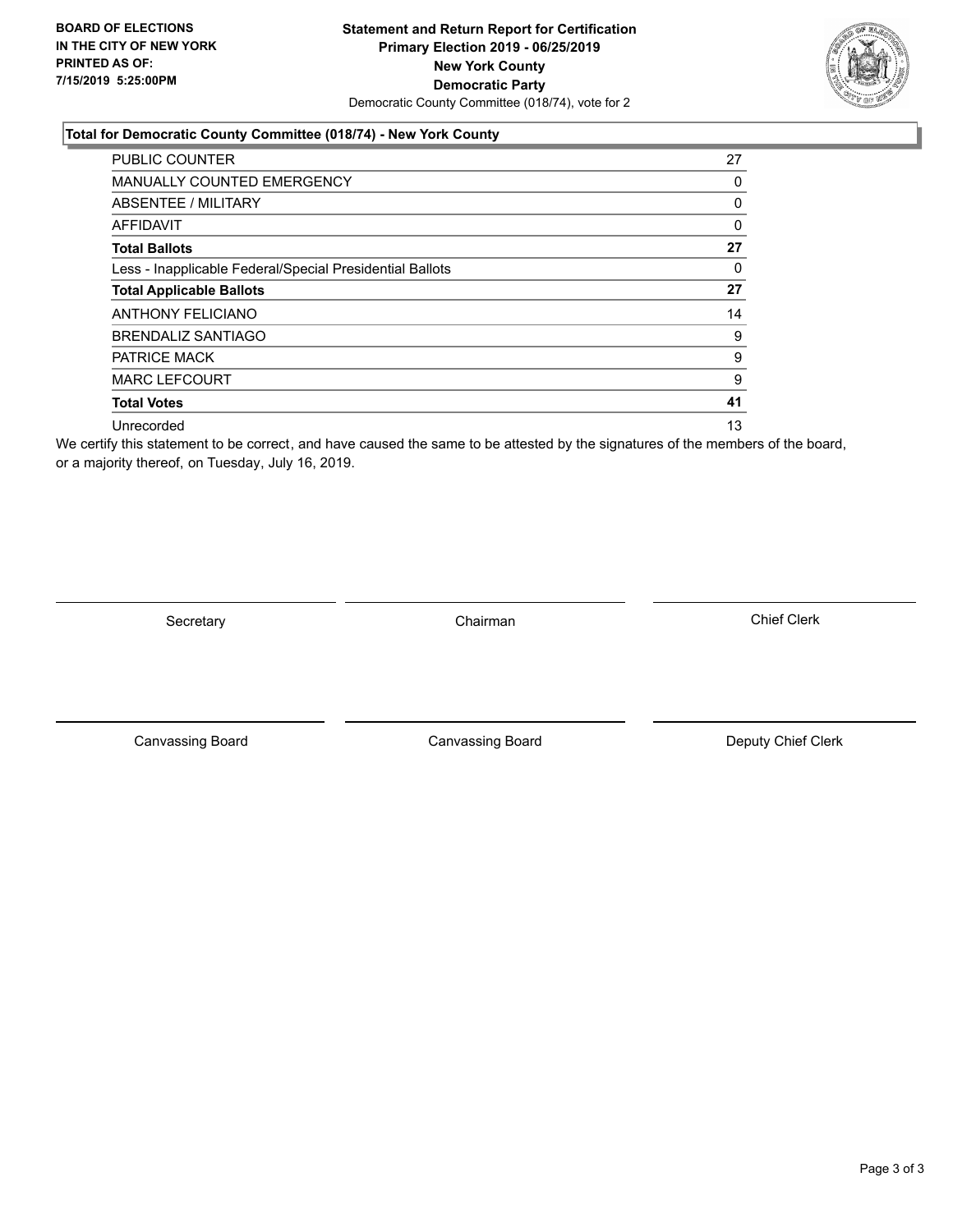**BOARD OF ELECTIONS IN THE CITY OF NEW YORK PRINTED AS OF: 7/15/2019 5:25:00PM**

**Statement and Return Report for Certification**
**Primary Election 2019 - 06/25/2019**
**New York County**
**Democratic Party**
Democratic County Committee (018/74), vote for 2

### Total for Democratic County Committee (018/74) - New York County

| | |
|---|---|
| PUBLIC COUNTER | 27 |
| MANUALLY COUNTED EMERGENCY | 0 |
| ABSENTEE / MILITARY | 0 |
| AFFIDAVIT | 0 |
| **Total Ballots** | **27** |
| Less - Inapplicable Federal/Special Presidential Ballots | 0 |
| **Total Applicable Ballots** | **27** |
| ANTHONY FELICIANO | 14 |
| BRENDALIZ SANTIAGO | 9 |
| PATRICE MACK | 9 |
| MARC LEFCOURT | 9 |
| **Total Votes** | **41** |
| Unrecorded | 13 |

We certify this statement to be correct, and have caused the same to be attested by the signatures of the members of the board, or a majority thereof, on Tuesday, July 16, 2019.

Secretary

Chairman

Chief Clerk

Canvassing Board

Canvassing Board

Deputy Chief Clerk